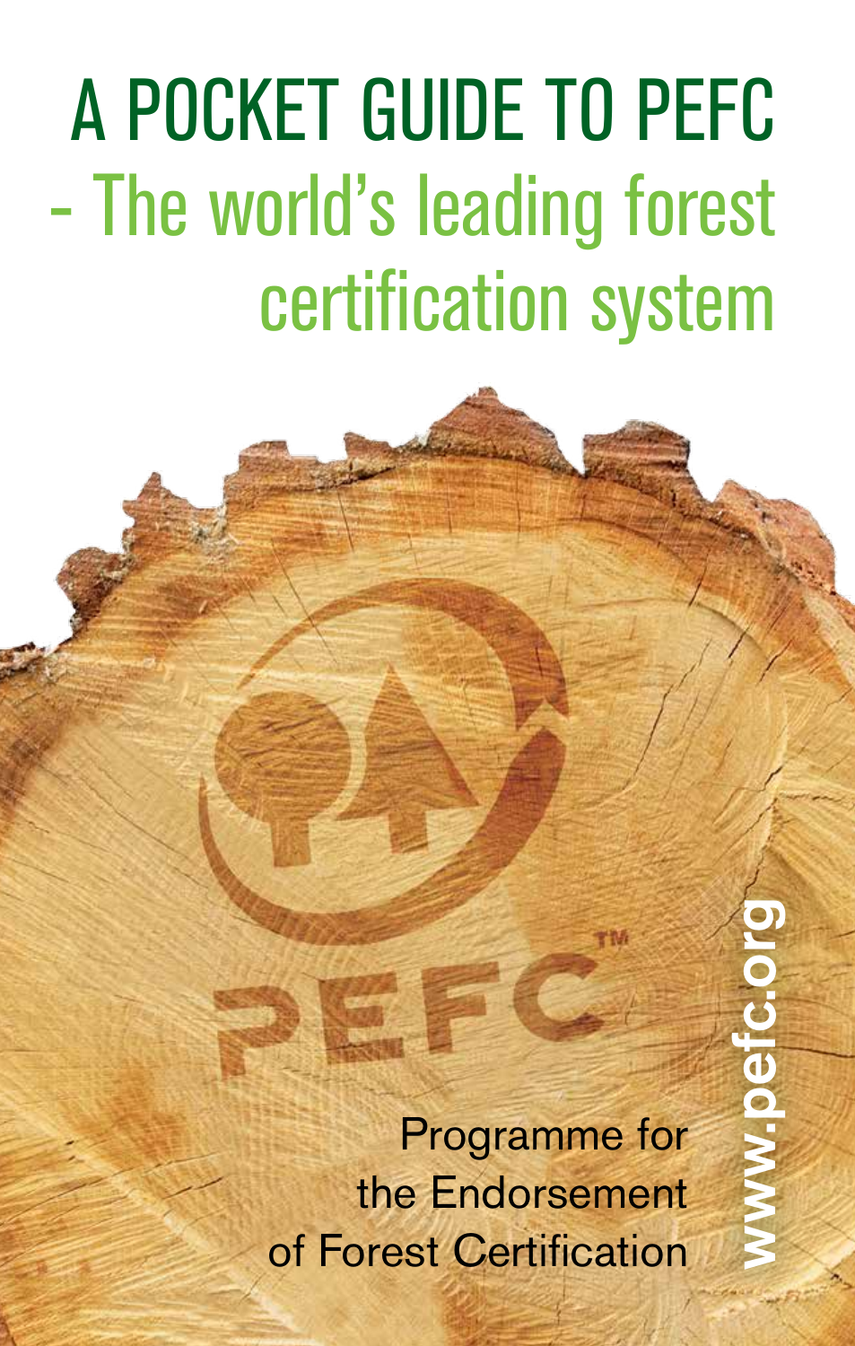# A POCKET GUIDE TO PEFC

## - The world's leading forest certification system

PEFC™

Programme for the Endorsement of Forest Certification

www.pefc.org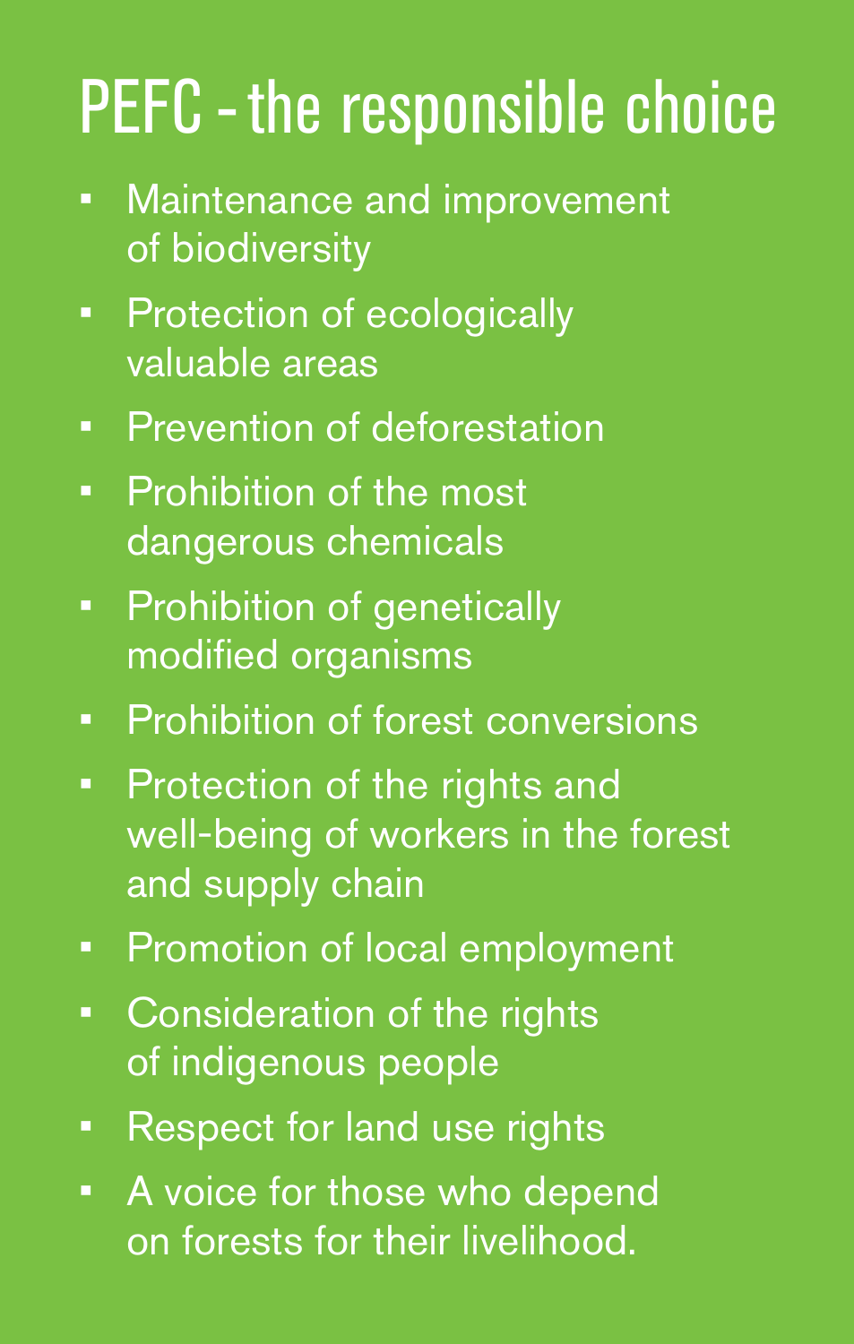# PEFC - the responsible choice

- Maintenance and improvement of biodiversity
- Protection of ecologically valuable areas
- Prevention of deforestation
- Prohibition of the most dangerous chemicals
- Prohibition of genetically modified organisms
- Prohibition of forest conversions
- Protection of the rights and well-being of workers in the forest and supply chain
- Promotion of local employment
- Consideration of the rights of indigenous people
- Respect for land use rights
- A voice for those who depend on forests for their livelihood.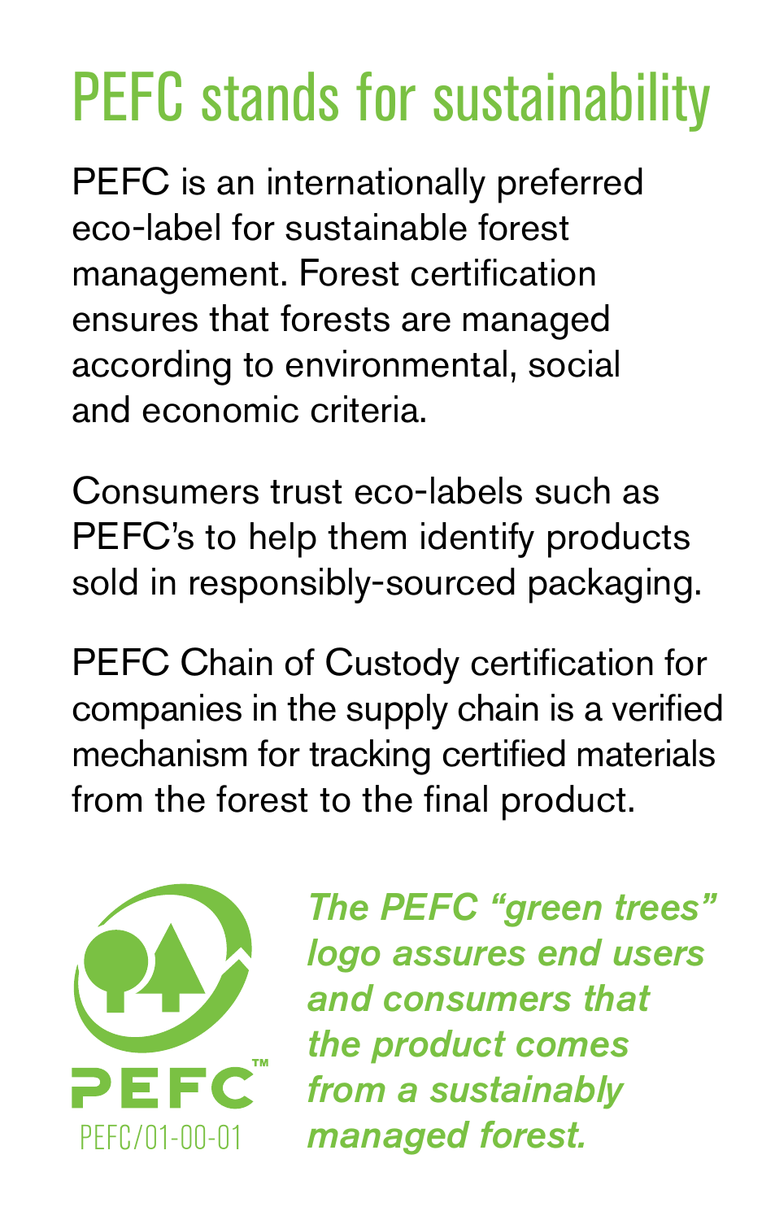# PEFC stands for sustainability

PEFC is an internationally preferred eco-label for sustainable forest management. Forest certification ensures that forests are managed according to environmental, social and economic criteria.

Consumers trust eco-labels such as PEFC's to help them identify products sold in responsibly-sourced packaging.

PEFC Chain of Custody certification for companies in the supply chain is a verified mechanism for tracking certified materials from the forest to the final product.

PEFC™

PEFC/01-00-01

***The PEFC "green trees" logo assures end users and consumers that the product comes from a sustainably managed forest.***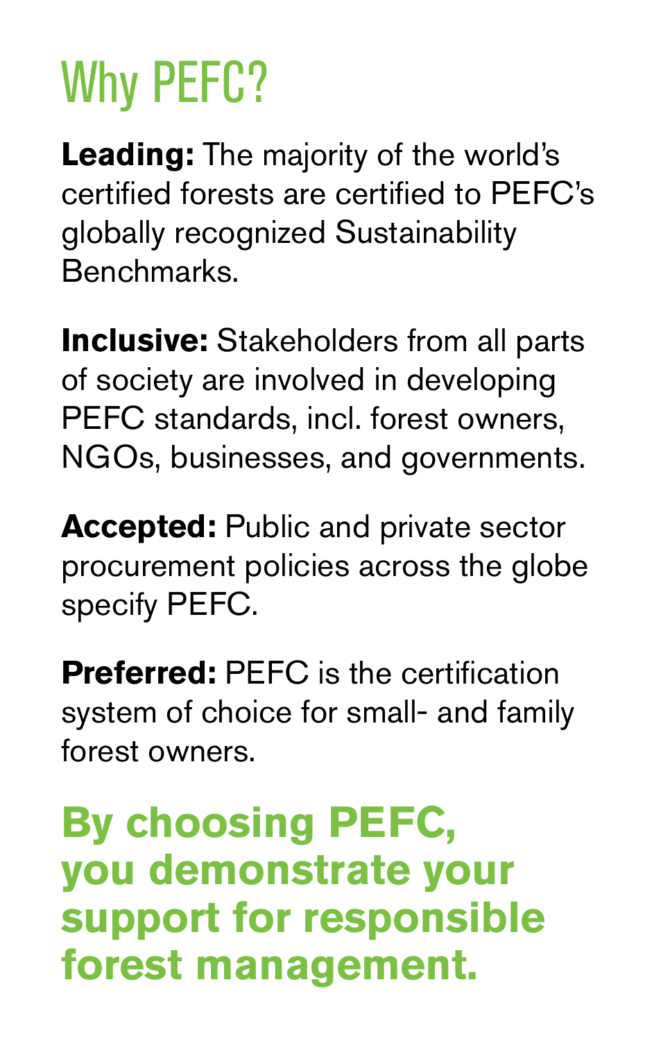# Why PEFC?

**Leading:** The majority of the world's certified forests are certified to PEFC's globally recognized Sustainability Benchmarks.

**Inclusive:** Stakeholders from all parts of society are involved in developing PEFC standards, incl. forest owners, NGOs, businesses, and governments.

**Accepted:** Public and private sector procurement policies across the globe specify PEFC.

**Preferred:** PEFC is the certification system of choice for small- and family forest owners.

**By choosing PEFC, you demonstrate your support for responsible forest management.**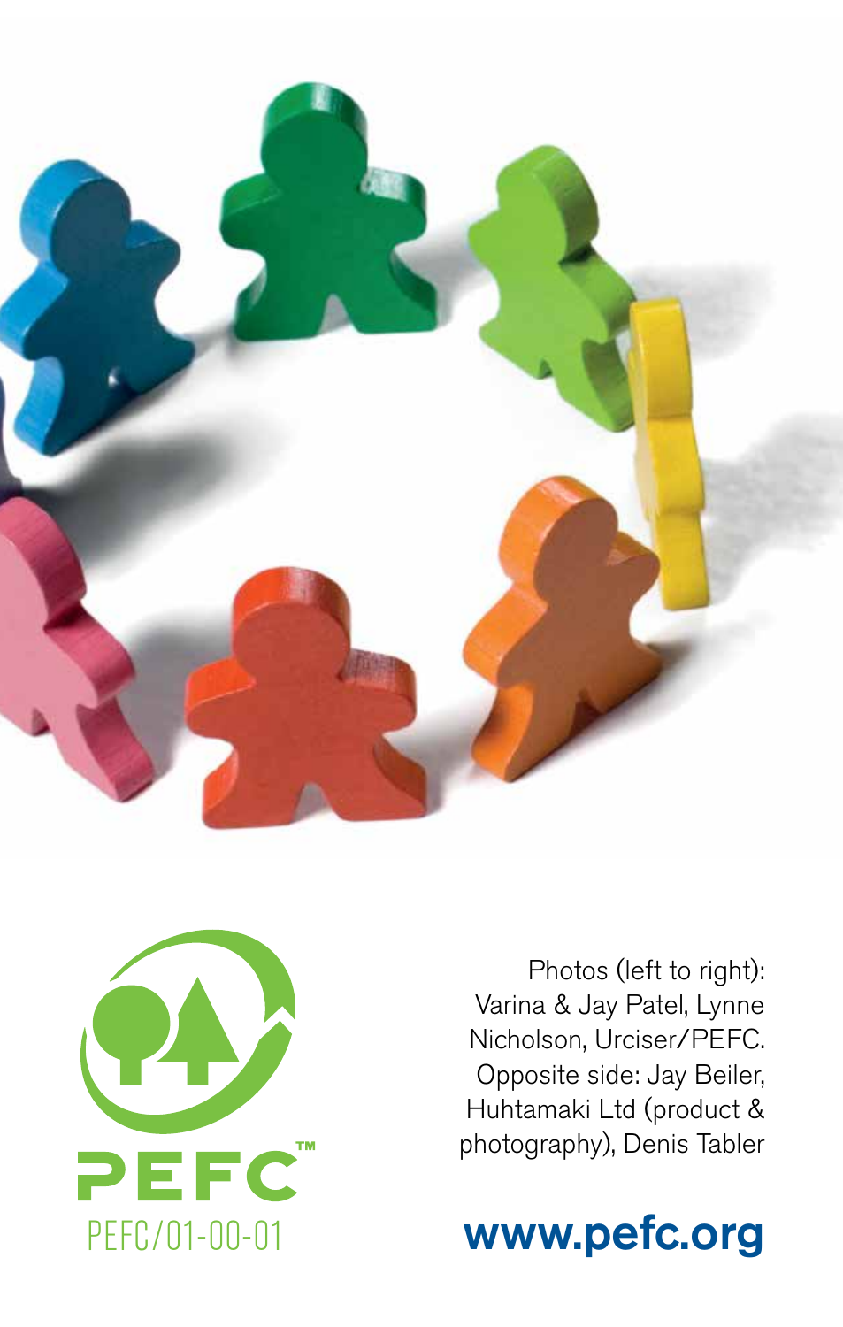PEFC™

PEFC/01-00-01

Photos (left to right): Varina & Jay Patel, Lynne Nicholson, Urciser/PEFC. Opposite side: Jay Beiler, Huhtamaki Ltd (product & photography), Denis Tabler

**www.pefc.org**